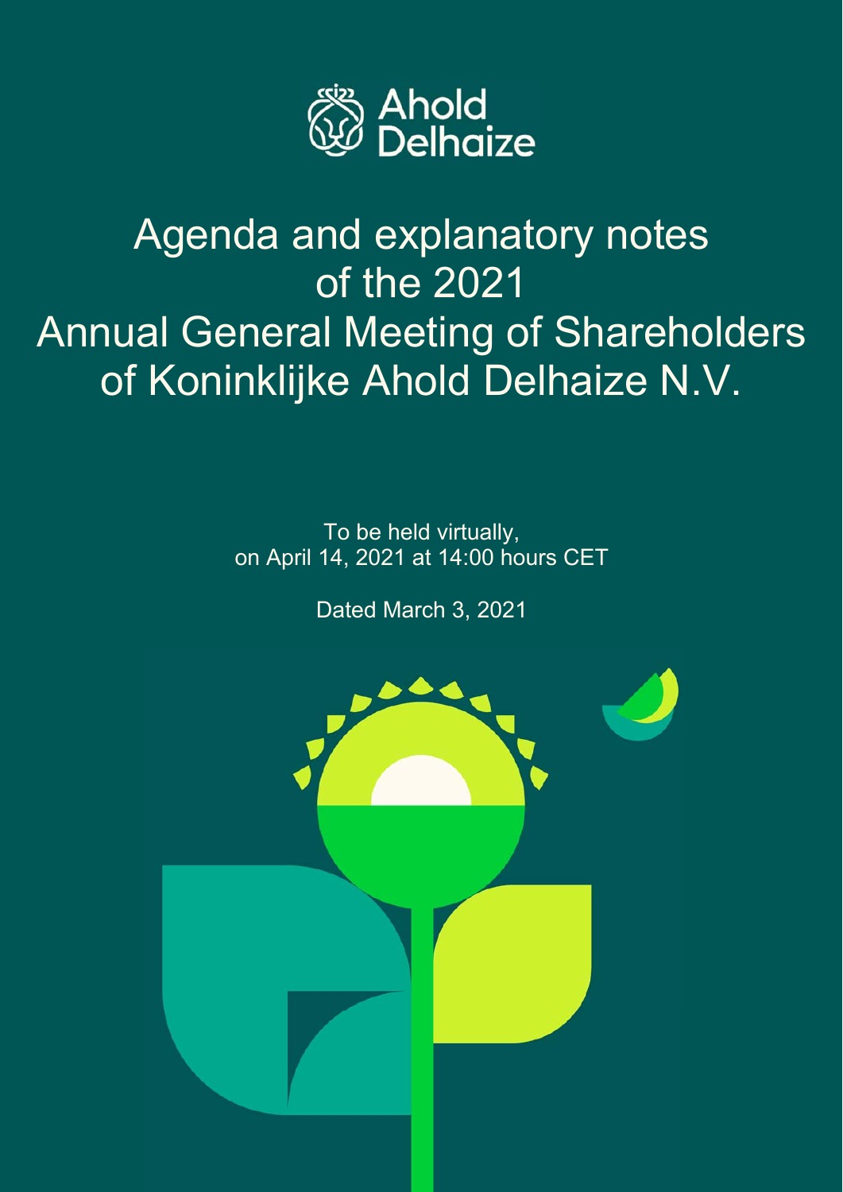Ahold Delhaize

# Agenda and explanatory notes of the 2021 Annual General Meeting of Shareholders of Koninklijke Ahold Delhaize N.V.

To be held virtually,
on April 14, 2021 at 14:00 hours CET

Dated March 3, 2021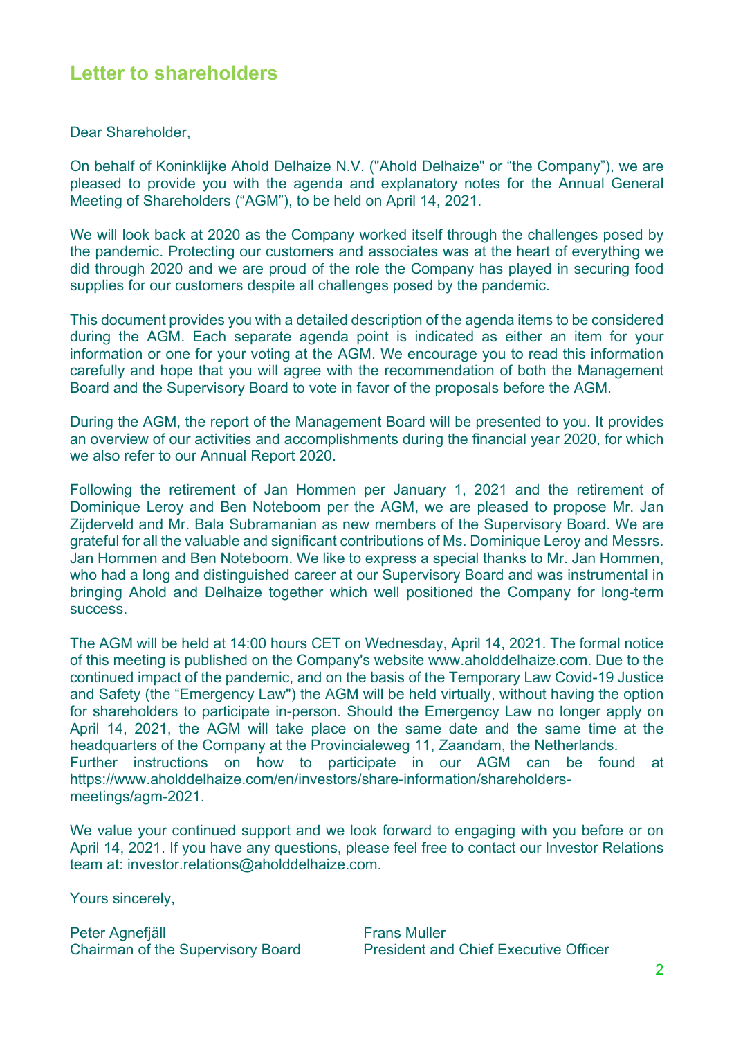# Letter to shareholders

Dear Shareholder,

On behalf of Koninklijke Ahold Delhaize N.V. ("Ahold Delhaize" or "the Company"), we are pleased to provide you with the agenda and explanatory notes for the Annual General Meeting of Shareholders ("AGM"), to be held on April 14, 2021.

We will look back at 2020 as the Company worked itself through the challenges posed by the pandemic. Protecting our customers and associates was at the heart of everything we did through 2020 and we are proud of the role the Company has played in securing food supplies for our customers despite all challenges posed by the pandemic.

This document provides you with a detailed description of the agenda items to be considered during the AGM. Each separate agenda point is indicated as either an item for your information or one for your voting at the AGM. We encourage you to read this information carefully and hope that you will agree with the recommendation of both the Management Board and the Supervisory Board to vote in favor of the proposals before the AGM.

During the AGM, the report of the Management Board will be presented to you. It provides an overview of our activities and accomplishments during the financial year 2020, for which we also refer to our Annual Report 2020.

Following the retirement of Jan Hommen per January 1, 2021 and the retirement of Dominique Leroy and Ben Noteboom per the AGM, we are pleased to propose Mr. Jan Zijderveld and Mr. Bala Subramanian as new members of the Supervisory Board. We are grateful for all the valuable and significant contributions of Ms. Dominique Leroy and Messrs. Jan Hommen and Ben Noteboom. We like to express a special thanks to Mr. Jan Hommen, who had a long and distinguished career at our Supervisory Board and was instrumental in bringing Ahold and Delhaize together which well positioned the Company for long-term success.

The AGM will be held at 14:00 hours CET on Wednesday, April 14, 2021. The formal notice of this meeting is published on the Company's website www.aholddelhaize.com. Due to the continued impact of the pandemic, and on the basis of the Temporary Law Covid-19 Justice and Safety (the "Emergency Law") the AGM will be held virtually, without having the option for shareholders to participate in-person. Should the Emergency Law no longer apply on April 14, 2021, the AGM will take place on the same date and the same time at the headquarters of the Company at the Provincialeweg 11, Zaandam, the Netherlands.
Further instructions on how to participate in our AGM can be found at https://www.aholddelhaize.com/en/investors/share-information/shareholders-meetings/agm-2021.

We value your continued support and we look forward to engaging with you before or on April 14, 2021. If you have any questions, please feel free to contact our Investor Relations team at: investor.relations@aholddelhaize.com.

Yours sincerely,

Peter Agnefjäll
Chairman of the Supervisory Board

Frans Muller
President and Chief Executive Officer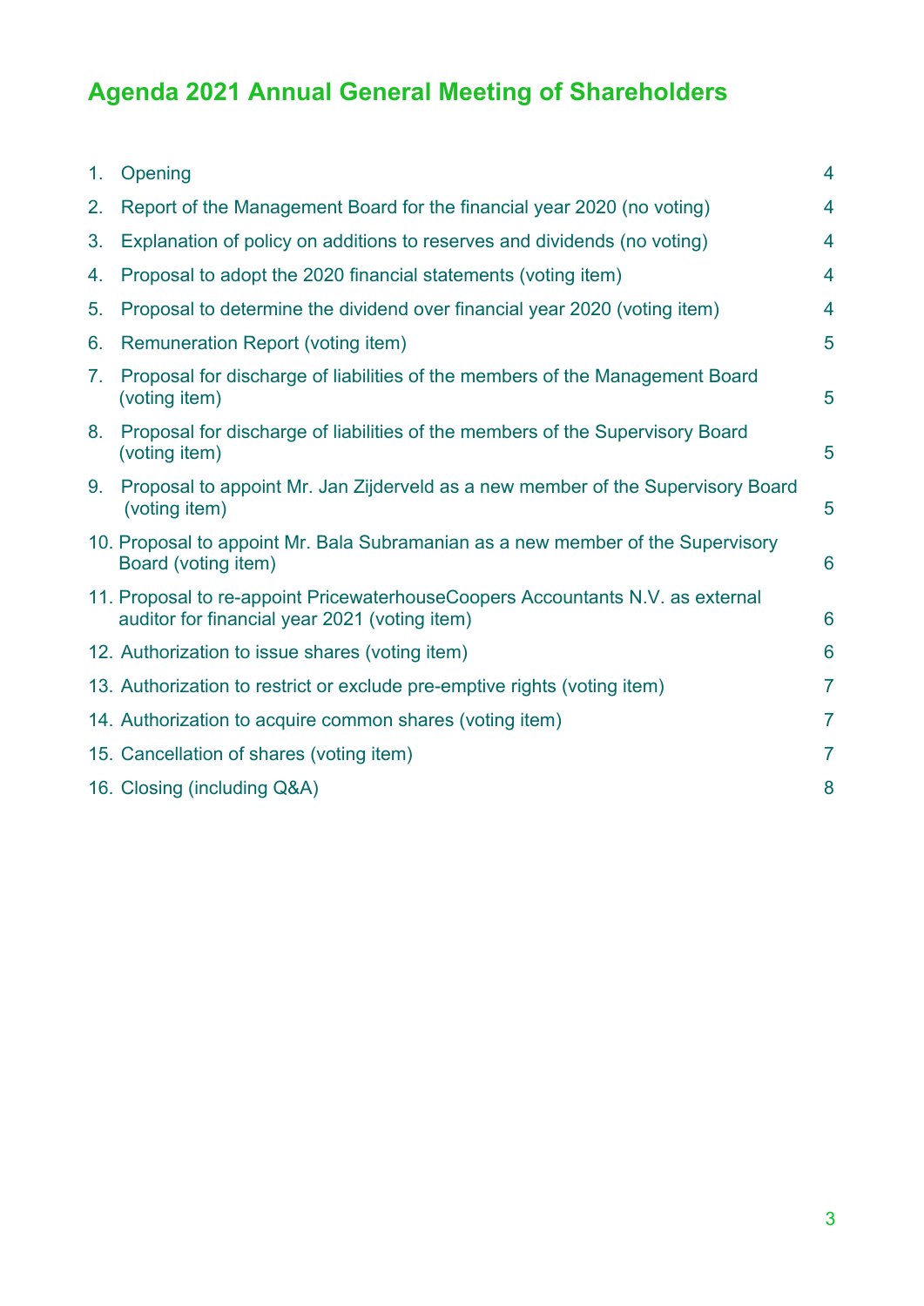# Agenda 2021 Annual General Meeting of Shareholders

1. Opening 4
2. Report of the Management Board for the financial year 2020 (no voting) 4
3. Explanation of policy on additions to reserves and dividends (no voting) 4
4. Proposal to adopt the 2020 financial statements (voting item) 4
5. Proposal to determine the dividend over financial year 2020 (voting item) 4
6. Remuneration Report (voting item) 5
7. Proposal for discharge of liabilities of the members of the Management Board (voting item) 5
8. Proposal for discharge of liabilities of the members of the Supervisory Board (voting item) 5
9. Proposal to appoint Mr. Jan Zijderveld as a new member of the Supervisory Board (voting item) 5
10. Proposal to appoint Mr. Bala Subramanian as a new member of the Supervisory Board (voting item) 6
11. Proposal to re-appoint PricewaterhouseCoopers Accountants N.V. as external auditor for financial year 2021 (voting item) 6
12. Authorization to issue shares (voting item) 6
13. Authorization to restrict or exclude pre-emptive rights (voting item) 7
14. Authorization to acquire common shares (voting item) 7
15. Cancellation of shares (voting item) 7
16. Closing (including Q&A) 8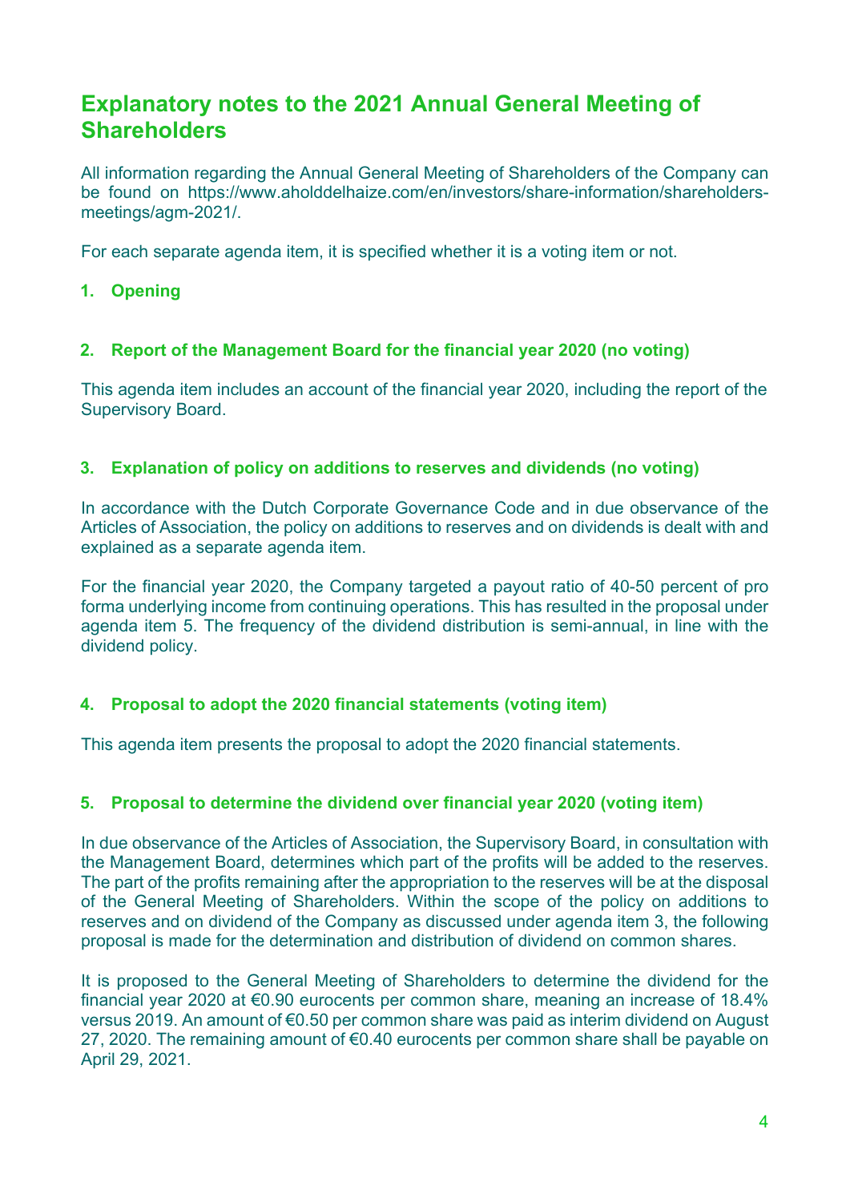# Explanatory notes to the 2021 Annual General Meeting of Shareholders

All information regarding the Annual General Meeting of Shareholders of the Company can be found on https://www.aholddelhaize.com/en/investors/share-information/shareholders-meetings/agm-2021/.

For each separate agenda item, it is specified whether it is a voting item or not.

## 1. Opening

## 2. Report of the Management Board for the financial year 2020 (no voting)

This agenda item includes an account of the financial year 2020, including the report of the Supervisory Board.

## 3. Explanation of policy on additions to reserves and dividends (no voting)

In accordance with the Dutch Corporate Governance Code and in due observance of the Articles of Association, the policy on additions to reserves and on dividends is dealt with and explained as a separate agenda item.

For the financial year 2020, the Company targeted a payout ratio of 40-50 percent of pro forma underlying income from continuing operations. This has resulted in the proposal under agenda item 5. The frequency of the dividend distribution is semi-annual, in line with the dividend policy.

## 4. Proposal to adopt the 2020 financial statements (voting item)

This agenda item presents the proposal to adopt the 2020 financial statements.

## 5. Proposal to determine the dividend over financial year 2020 (voting item)

In due observance of the Articles of Association, the Supervisory Board, in consultation with the Management Board, determines which part of the profits will be added to the reserves. The part of the profits remaining after the appropriation to the reserves will be at the disposal of the General Meeting of Shareholders. Within the scope of the policy on additions to reserves and on dividend of the Company as discussed under agenda item 3, the following proposal is made for the determination and distribution of dividend on common shares.

It is proposed to the General Meeting of Shareholders to determine the dividend for the financial year 2020 at €0.90 eurocents per common share, meaning an increase of 18.4% versus 2019. An amount of €0.50 per common share was paid as interim dividend on August 27, 2020. The remaining amount of €0.40 eurocents per common share shall be payable on April 29, 2021.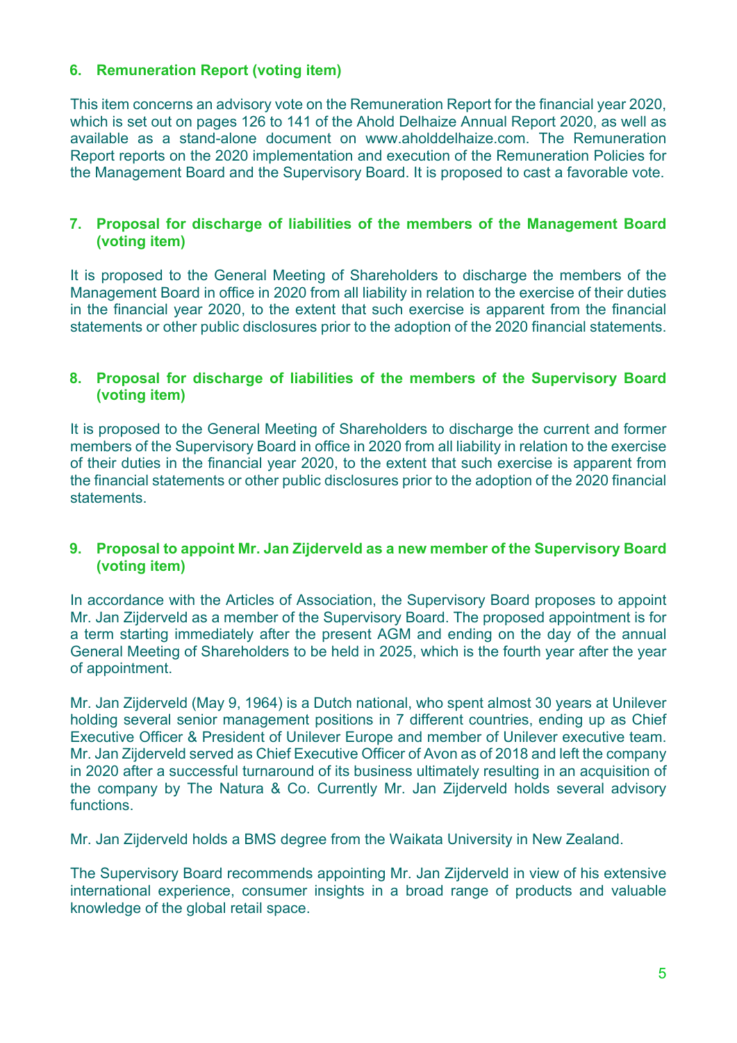### 6. Remuneration Report (voting item)

This item concerns an advisory vote on the Remuneration Report for the financial year 2020, which is set out on pages 126 to 141 of the Ahold Delhaize Annual Report 2020, as well as available as a stand-alone document on www.aholddelhaize.com. The Remuneration Report reports on the 2020 implementation and execution of the Remuneration Policies for the Management Board and the Supervisory Board. It is proposed to cast a favorable vote.

### 7. Proposal for discharge of liabilities of the members of the Management Board (voting item)

It is proposed to the General Meeting of Shareholders to discharge the members of the Management Board in office in 2020 from all liability in relation to the exercise of their duties in the financial year 2020, to the extent that such exercise is apparent from the financial statements or other public disclosures prior to the adoption of the 2020 financial statements.

### 8. Proposal for discharge of liabilities of the members of the Supervisory Board (voting item)

It is proposed to the General Meeting of Shareholders to discharge the current and former members of the Supervisory Board in office in 2020 from all liability in relation to the exercise of their duties in the financial year 2020, to the extent that such exercise is apparent from the financial statements or other public disclosures prior to the adoption of the 2020 financial statements.

### 9. Proposal to appoint Mr. Jan Zijderveld as a new member of the Supervisory Board (voting item)

In accordance with the Articles of Association, the Supervisory Board proposes to appoint Mr. Jan Zijderveld as a member of the Supervisory Board. The proposed appointment is for a term starting immediately after the present AGM and ending on the day of the annual General Meeting of Shareholders to be held in 2025, which is the fourth year after the year of appointment.

Mr. Jan Zijderveld (May 9, 1964) is a Dutch national, who spent almost 30 years at Unilever holding several senior management positions in 7 different countries, ending up as Chief Executive Officer & President of Unilever Europe and member of Unilever executive team. Mr. Jan Zijderveld served as Chief Executive Officer of Avon as of 2018 and left the company in 2020 after a successful turnaround of its business ultimately resulting in an acquisition of the company by The Natura & Co. Currently Mr. Jan Zijderveld holds several advisory functions.

Mr. Jan Zijderveld holds a BMS degree from the Waikata University in New Zealand.

The Supervisory Board recommends appointing Mr. Jan Zijderveld in view of his extensive international experience, consumer insights in a broad range of products and valuable knowledge of the global retail space.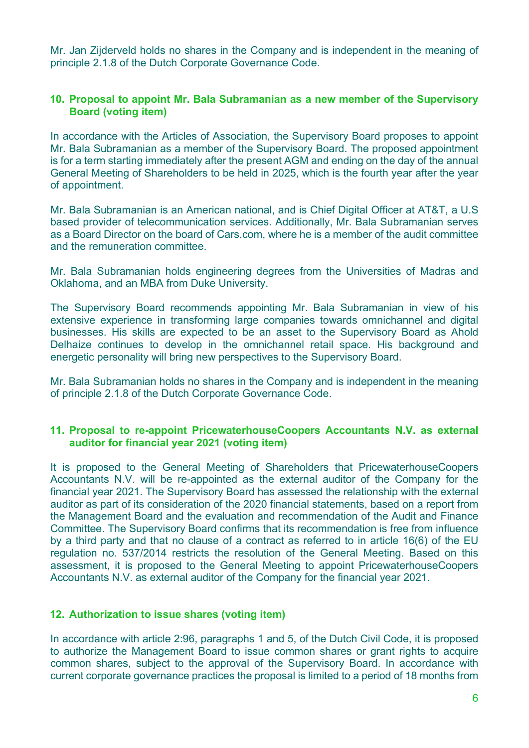Mr. Jan Zijderveld holds no shares in the Company and is independent in the meaning of principle 2.1.8 of the Dutch Corporate Governance Code.

### 10. Proposal to appoint Mr. Bala Subramanian as a new member of the Supervisory Board (voting item)

In accordance with the Articles of Association, the Supervisory Board proposes to appoint Mr. Bala Subramanian as a member of the Supervisory Board. The proposed appointment is for a term starting immediately after the present AGM and ending on the day of the annual General Meeting of Shareholders to be held in 2025, which is the fourth year after the year of appointment.

Mr. Bala Subramanian is an American national, and is Chief Digital Officer at AT&T, a U.S based provider of telecommunication services. Additionally, Mr. Bala Subramanian serves as a Board Director on the board of Cars.com, where he is a member of the audit committee and the remuneration committee.

Mr. Bala Subramanian holds engineering degrees from the Universities of Madras and Oklahoma, and an MBA from Duke University.

The Supervisory Board recommends appointing Mr. Bala Subramanian in view of his extensive experience in transforming large companies towards omnichannel and digital businesses. His skills are expected to be an asset to the Supervisory Board as Ahold Delhaize continues to develop in the omnichannel retail space. His background and energetic personality will bring new perspectives to the Supervisory Board.

Mr. Bala Subramanian holds no shares in the Company and is independent in the meaning of principle 2.1.8 of the Dutch Corporate Governance Code.

### 11. Proposal to re-appoint PricewaterhouseCoopers Accountants N.V. as external auditor for financial year 2021 (voting item)

It is proposed to the General Meeting of Shareholders that PricewaterhouseCoopers Accountants N.V. will be re-appointed as the external auditor of the Company for the financial year 2021. The Supervisory Board has assessed the relationship with the external auditor as part of its consideration of the 2020 financial statements, based on a report from the Management Board and the evaluation and recommendation of the Audit and Finance Committee. The Supervisory Board confirms that its recommendation is free from influence by a third party and that no clause of a contract as referred to in article 16(6) of the EU regulation no. 537/2014 restricts the resolution of the General Meeting. Based on this assessment, it is proposed to the General Meeting to appoint PricewaterhouseCoopers Accountants N.V. as external auditor of the Company for the financial year 2021.

### 12. Authorization to issue shares (voting item)

In accordance with article 2:96, paragraphs 1 and 5, of the Dutch Civil Code, it is proposed to authorize the Management Board to issue common shares or grant rights to acquire common shares, subject to the approval of the Supervisory Board. In accordance with current corporate governance practices the proposal is limited to a period of 18 months from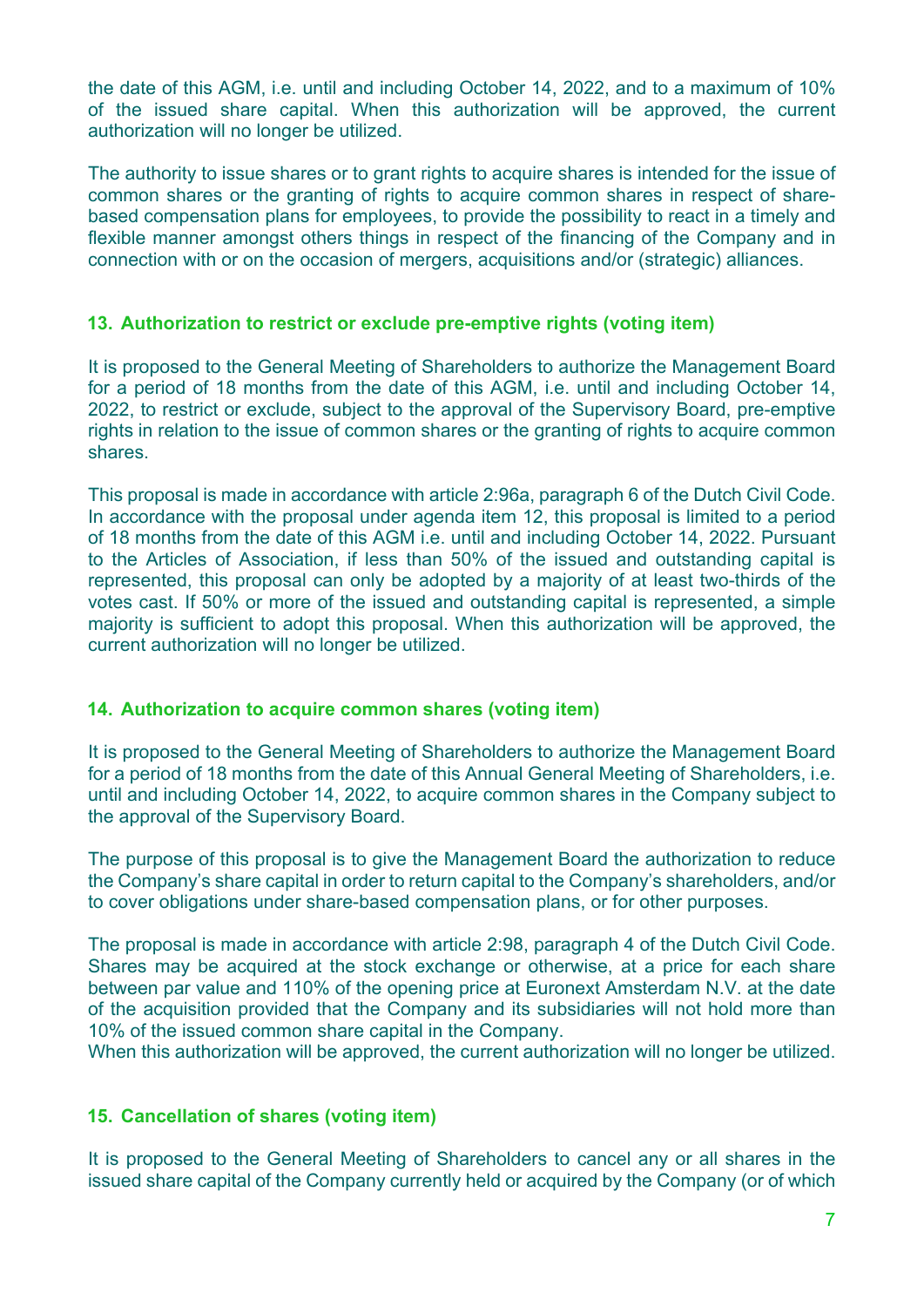the date of this AGM, i.e. until and including October 14, 2022, and to a maximum of 10% of the issued share capital. When this authorization will be approved, the current authorization will no longer be utilized.

The authority to issue shares or to grant rights to acquire shares is intended for the issue of common shares or the granting of rights to acquire common shares in respect of share-based compensation plans for employees, to provide the possibility to react in a timely and flexible manner amongst others things in respect of the financing of the Company and in connection with or on the occasion of mergers, acquisitions and/or (strategic) alliances.

## 13. Authorization to restrict or exclude pre-emptive rights (voting item)

It is proposed to the General Meeting of Shareholders to authorize the Management Board for a period of 18 months from the date of this AGM, i.e. until and including October 14, 2022, to restrict or exclude, subject to the approval of the Supervisory Board, pre-emptive rights in relation to the issue of common shares or the granting of rights to acquire common shares.

This proposal is made in accordance with article 2:96a, paragraph 6 of the Dutch Civil Code. In accordance with the proposal under agenda item 12, this proposal is limited to a period of 18 months from the date of this AGM i.e. until and including October 14, 2022. Pursuant to the Articles of Association, if less than 50% of the issued and outstanding capital is represented, this proposal can only be adopted by a majority of at least two-thirds of the votes cast. If 50% or more of the issued and outstanding capital is represented, a simple majority is sufficient to adopt this proposal. When this authorization will be approved, the current authorization will no longer be utilized.

## 14. Authorization to acquire common shares (voting item)

It is proposed to the General Meeting of Shareholders to authorize the Management Board for a period of 18 months from the date of this Annual General Meeting of Shareholders, i.e. until and including October 14, 2022, to acquire common shares in the Company subject to the approval of the Supervisory Board.

The purpose of this proposal is to give the Management Board the authorization to reduce the Company's share capital in order to return capital to the Company's shareholders, and/or to cover obligations under share-based compensation plans, or for other purposes.

The proposal is made in accordance with article 2:98, paragraph 4 of the Dutch Civil Code. Shares may be acquired at the stock exchange or otherwise, at a price for each share between par value and 110% of the opening price at Euronext Amsterdam N.V. at the date of the acquisition provided that the Company and its subsidiaries will not hold more than 10% of the issued common share capital in the Company.
When this authorization will be approved, the current authorization will no longer be utilized.

## 15. Cancellation of shares (voting item)

It is proposed to the General Meeting of Shareholders to cancel any or all shares in the issued share capital of the Company currently held or acquired by the Company (or of which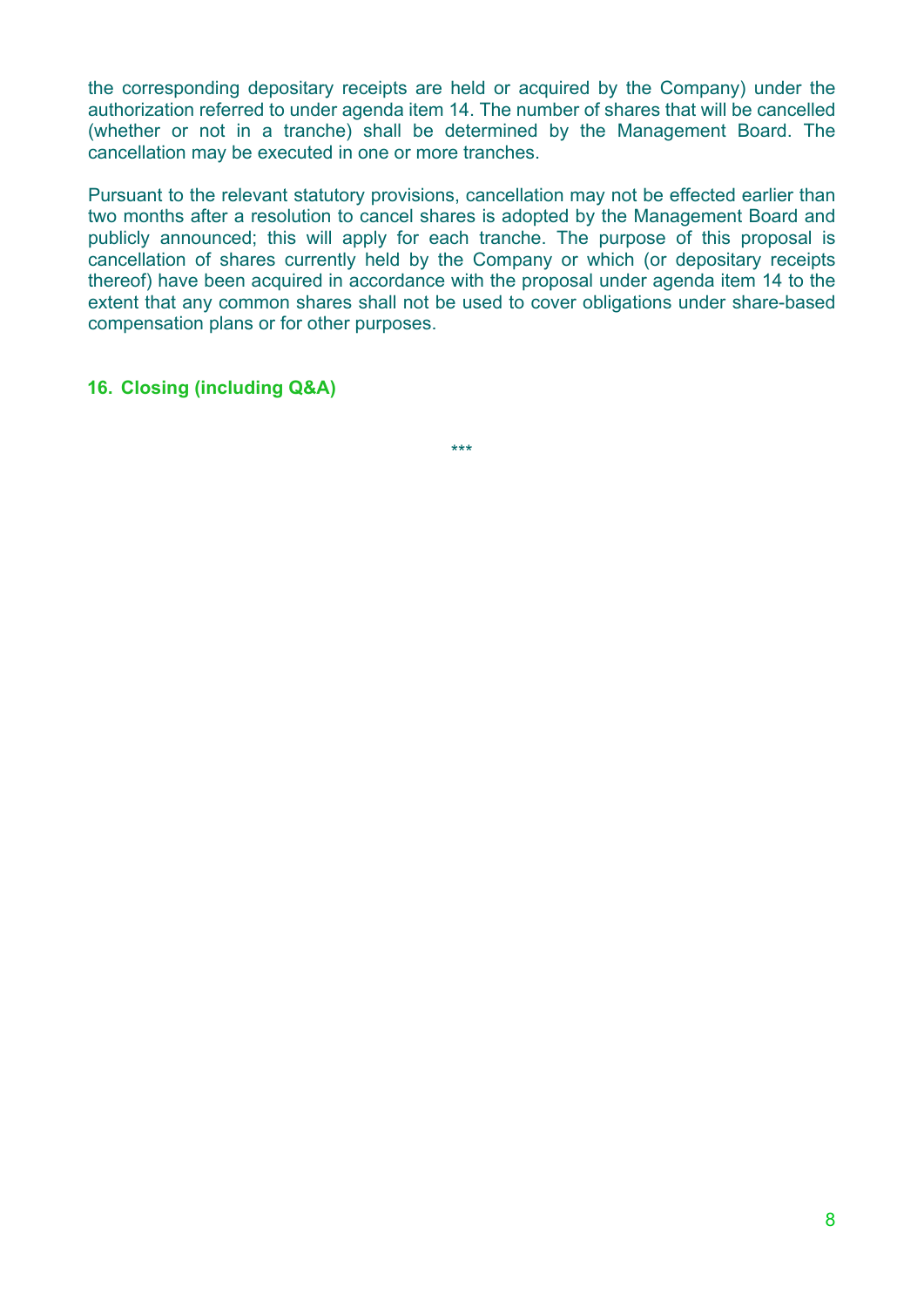the corresponding depositary receipts are held or acquired by the Company) under the authorization referred to under agenda item 14. The number of shares that will be cancelled (whether or not in a tranche) shall be determined by the Management Board. The cancellation may be executed in one or more tranches.

Pursuant to the relevant statutory provisions, cancellation may not be effected earlier than two months after a resolution to cancel shares is adopted by the Management Board and publicly announced; this will apply for each tranche. The purpose of this proposal is cancellation of shares currently held by the Company or which (or depositary receipts thereof) have been acquired in accordance with the proposal under agenda item 14 to the extent that any common shares shall not be used to cover obligations under share-based compensation plans or for other purposes.

## 16. Closing (including Q&A)

***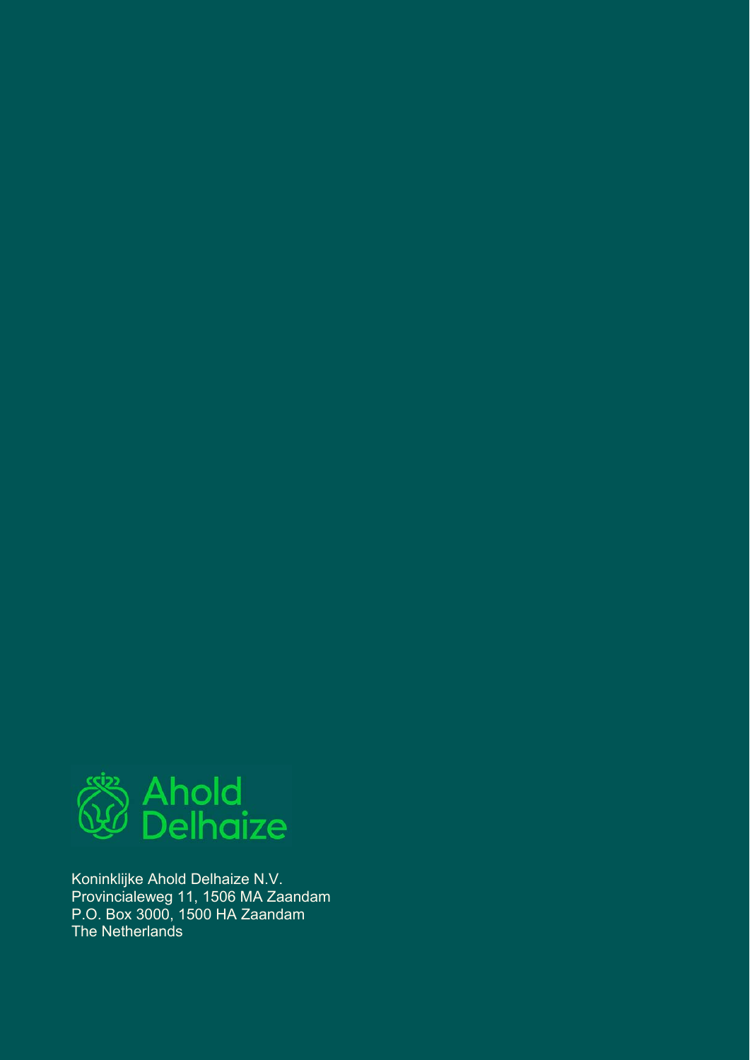Ahold Delhaize

Koninklijke Ahold Delhaize N.V.
Provincialeweg 11, 1506 MA Zaandam
P.O. Box 3000, 1500 HA Zaandam
The Netherlands